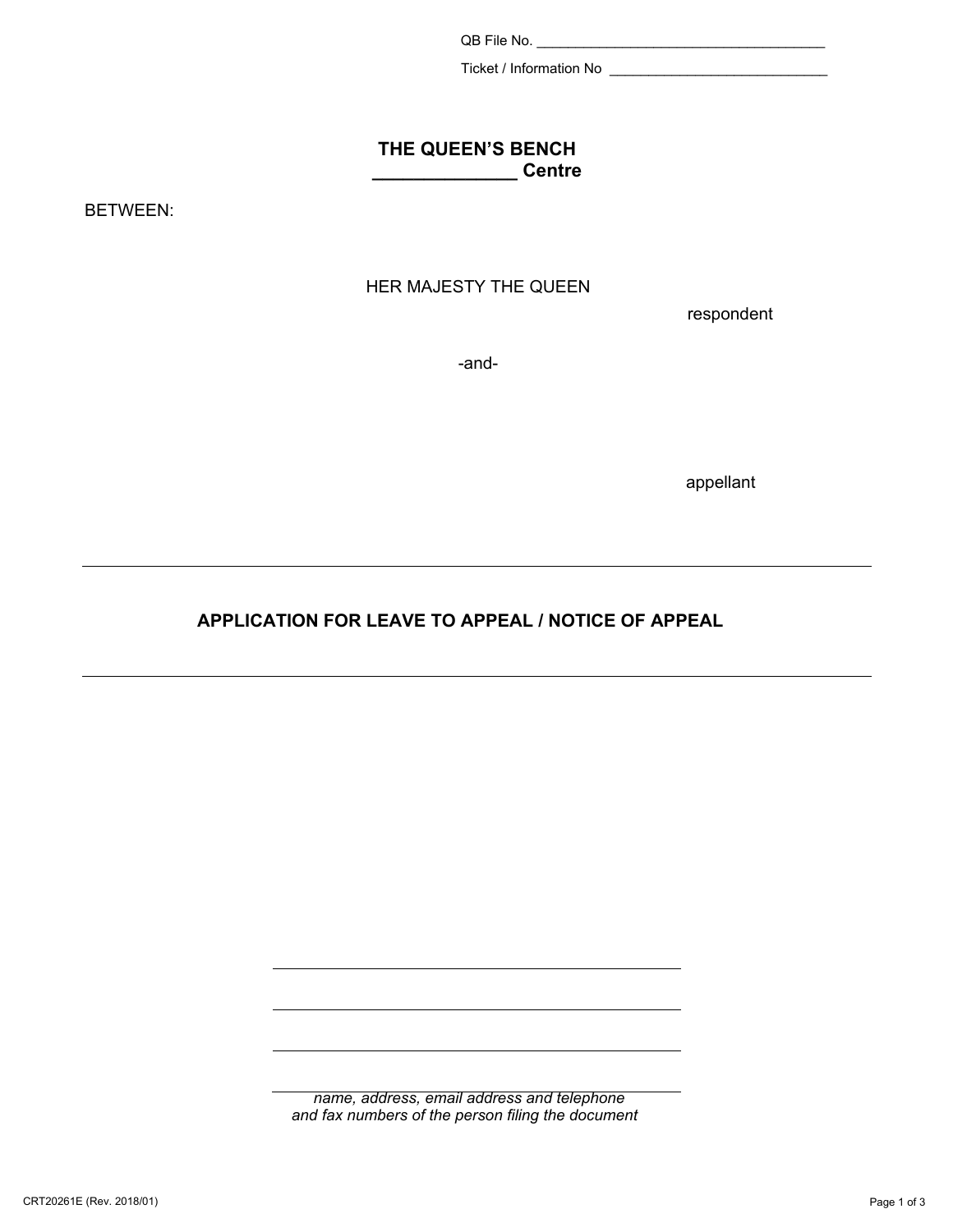QB File No. ______________________________________

Ticket / Information No ____________________________

**THE QUEEN'S BENCH**
**______________ Centre**

BETWEEN:

HER MAJESTY THE QUEEN

respondent

-and-

appellant

---

## APPLICATION FOR LEAVE TO APPEAL / NOTICE OF APPEAL

---

______________________________________________

______________________________________________

______________________________________________

______________________________________________

*name, address, email address and telephone and fax numbers of the person filing the document*

CRT20261E (Rev. 2018/01)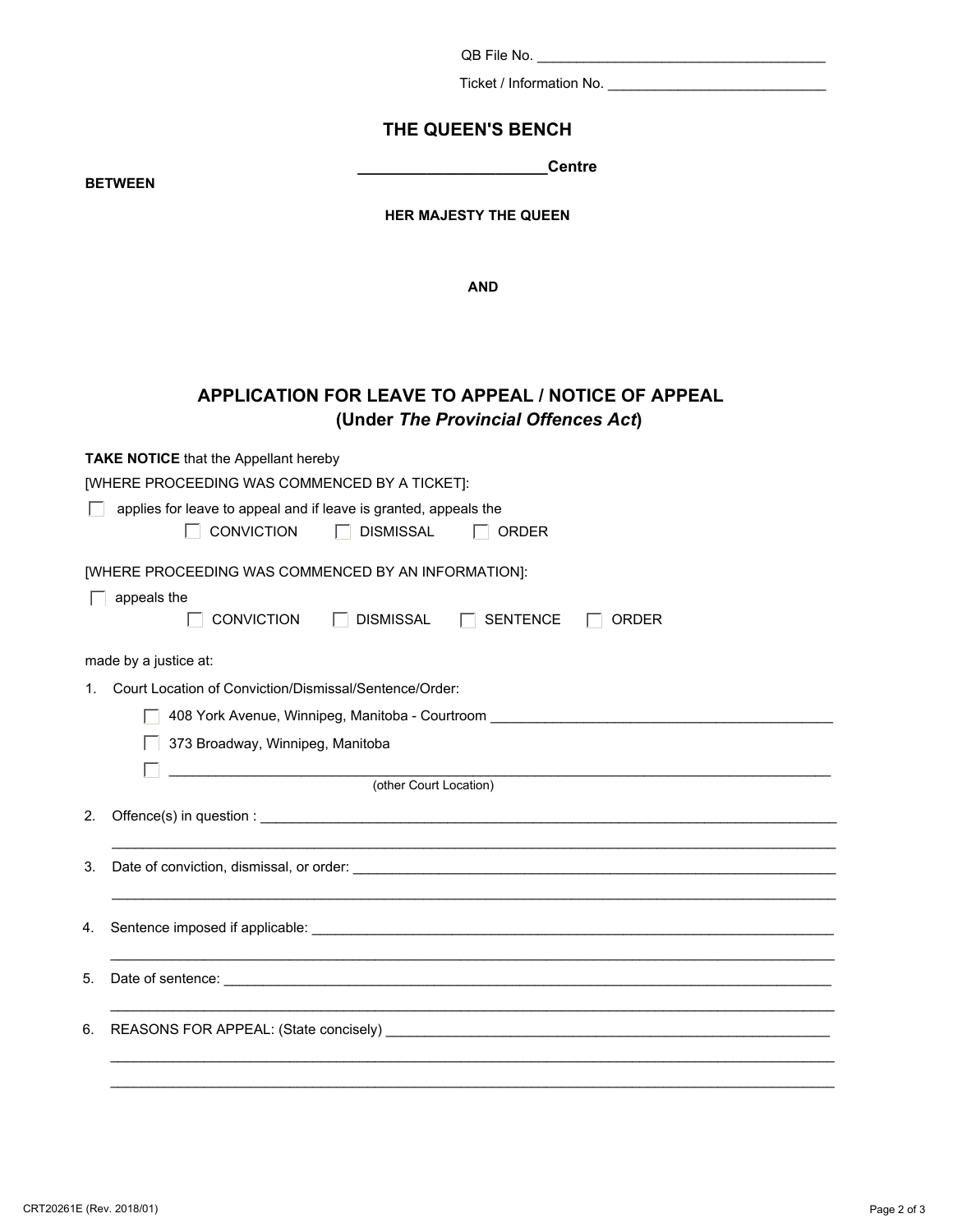QB File No. ____________________________________

Ticket / Information No. ____________________________

## THE QUEEN'S BENCH

**______________________Centre**

**BETWEEN**

**HER MAJESTY THE QUEEN**

**AND**

## APPLICATION FOR LEAVE TO APPEAL / NOTICE OF APPEAL
## (Under *The Provincial Offences Act*)

**TAKE NOTICE** that the Appellant hereby

[WHERE PROCEEDING WAS COMMENCED BY A TICKET]:

☐ applies for leave to appeal and if leave is granted, appeals the

☐ CONVICTION ☐ DISMISSAL ☐ ORDER

[WHERE PROCEEDING WAS COMMENCED BY AN INFORMATION]:

☐ appeals the

☐ CONVICTION ☐ DISMISSAL ☐ SENTENCE ☐ ORDER

made by a justice at:

1. Court Location of Conviction/Dismissal/Sentence/Order:

   ☐ 408 York Avenue, Winnipeg, Manitoba - Courtroom ____________________________________________

   ☐ 373 Broadway, Winnipeg, Manitoba

   ☐ ________________________________________________________________________________
   (other Court Location)

2. Offence(s) in question : ___________________________________________________________________________

   ______________________________________________________________________________________________

3. Date of conviction, dismissal, or order: _______________________________________________________________

   ______________________________________________________________________________________________

4. Sentence imposed if applicable: ____________________________________________________________________

   ______________________________________________________________________________________________

5. Date of sentence: ________________________________________________________________________________

   ______________________________________________________________________________________________

6. REASONS FOR APPEAL: (State concisely) ___________________________________________________________

   ______________________________________________________________________________________________

   ______________________________________________________________________________________________

CRT20261E (Rev. 2018/01)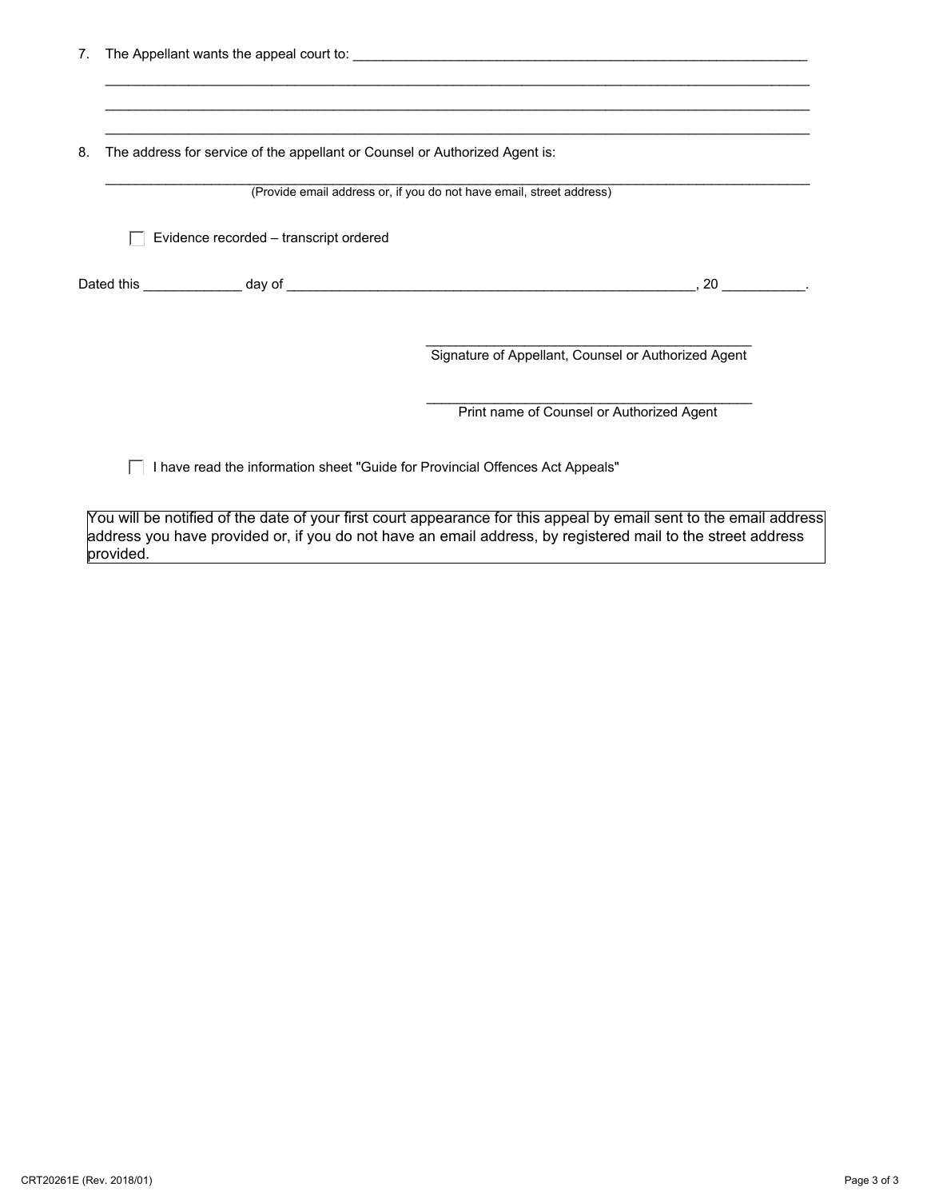7. The Appellant wants the appeal court to: ________________________________________________________________

___________________________________________________________________________________________

___________________________________________________________________________________________

___________________________________________________________________________________________

8. The address for service of the appellant or Counsel or Authorized Agent is:

___________________________________________________________________________________________
(Provide email address or, if you do not have email, street address)

☐ Evidence recorded – transcript ordered

Dated this _____________ day of ________________________________________________________, 20 ___________.

_____________________________________________
Signature of Appellant, Counsel or Authorized Agent

_____________________________________________
Print name of Counsel or Authorized Agent

☐ I have read the information sheet "Guide for Provincial Offences Act Appeals"

You will be notified of the date of your first court appearance for this appeal by email sent to the email address address you have provided or, if you do not have an email address, by registered mail to the street address provided.

CRT20261E (Rev. 2018/01)